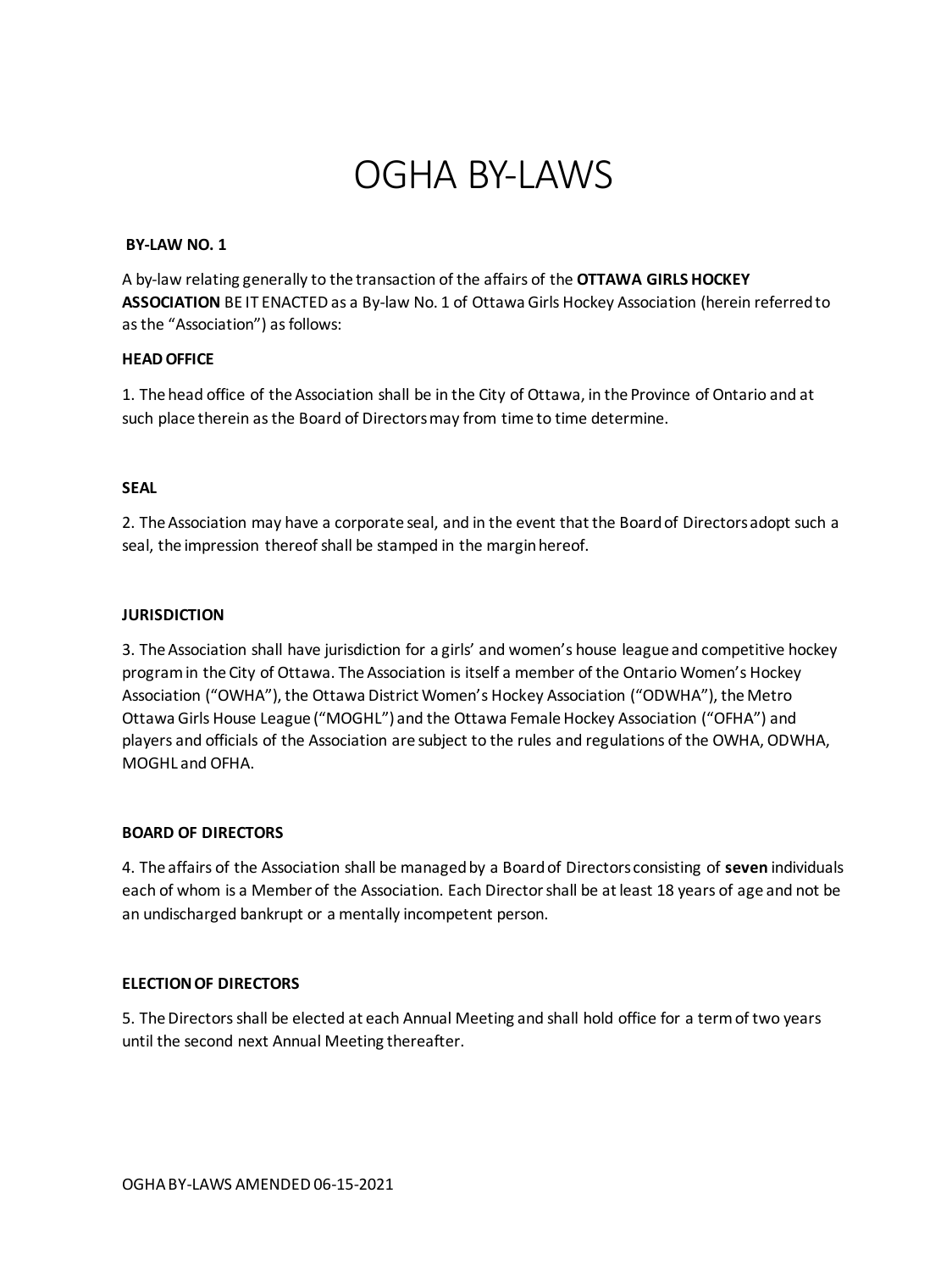# OGHA BY-LAWS

**BY-LAW NO. 1**

A by-law relating generally to the transaction of the affairs of the **OTTAWA GIRLS HOCKEY ASSOCIATION** BE IT ENACTED as a By-law No. 1 of Ottawa Girls Hockey Association (herein referred to as the "Association") as follows:

**HEAD OFFICE**

1. The head office of the Association shall be in the City of Ottawa, in the Province of Ontario and at such place therein as the Board of Directors may from time to time determine.

**SEAL**

2. The Association may have a corporate seal, and in the event that the Board of Directors adopt such a seal, the impression thereof shall be stamped in the margin hereof.

**JURISDICTION**

3. The Association shall have jurisdiction for a girls' and women's house league and competitive hockey program in the City of Ottawa. The Association is itself a member of the Ontario Women's Hockey Association ("OWHA"), the Ottawa District Women's Hockey Association ("ODWHA"), the Metro Ottawa Girls House League ("MOGHL") and the Ottawa Female Hockey Association ("OFHA") and players and officials of the Association are subject to the rules and regulations of the OWHA, ODWHA, MOGHL and OFHA.

**BOARD OF DIRECTORS**

4. The affairs of the Association shall be managed by a Board of Directors consisting of **seven** individuals each of whom is a Member of the Association. Each Director shall be at least 18 years of age and not be an undischarged bankrupt or a mentally incompetent person.

**ELECTION OF DIRECTORS**

5. The Directors shall be elected at each Annual Meeting and shall hold office for a term of two years until the second next Annual Meeting thereafter.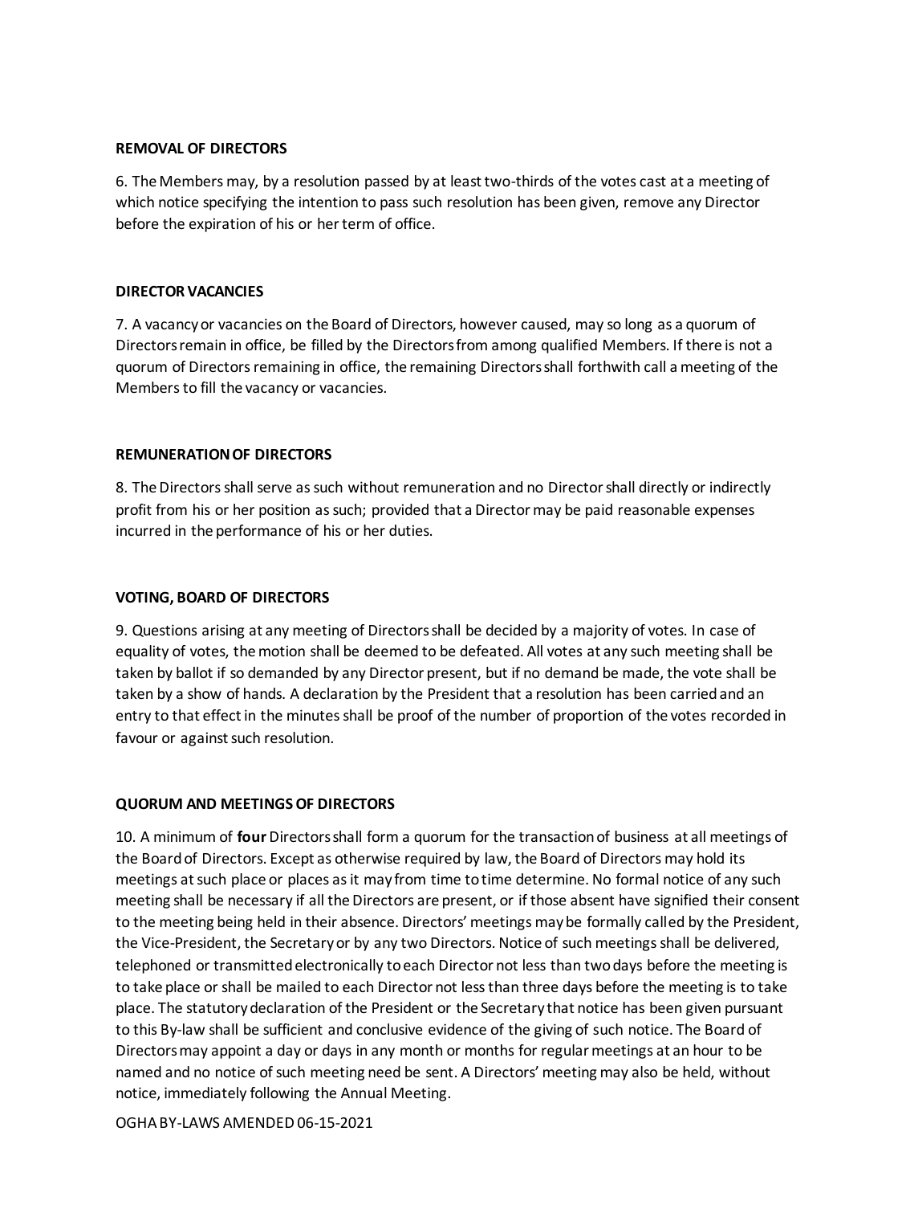**REMOVAL OF DIRECTORS**

6. The Members may, by a resolution passed by at least two-thirds of the votes cast at a meeting of which notice specifying the intention to pass such resolution has been given, remove any Director before the expiration of his or her term of office.

**DIRECTOR VACANCIES**

7. A vacancy or vacancies on the Board of Directors, however caused, may so long as a quorum of Directors remain in office, be filled by the Directors from among qualified Members. If there is not a quorum of Directors remaining in office, the remaining Directors shall forthwith call a meeting of the Members to fill the vacancy or vacancies.

**REMUNERATION OF DIRECTORS**

8. The Directors shall serve as such without remuneration and no Director shall directly or indirectly profit from his or her position as such; provided that a Director may be paid reasonable expenses incurred in the performance of his or her duties.

**VOTING, BOARD OF DIRECTORS**

9. Questions arising at any meeting of Directors shall be decided by a majority of votes. In case of equality of votes, the motion shall be deemed to be defeated. All votes at any such meeting shall be taken by ballot if so demanded by any Director present, but if no demand be made, the vote shall be taken by a show of hands. A declaration by the President that a resolution has been carried and an entry to that effect in the minutes shall be proof of the number of proportion of the votes recorded in favour or against such resolution.

**QUORUM AND MEETINGS OF DIRECTORS**

10. A minimum of **four** Directors shall form a quorum for the transaction of business at all meetings of the Board of Directors. Except as otherwise required by law, the Board of Directors may hold its meetings at such place or places as it may from time to time determine. No formal notice of any such meeting shall be necessary if all the Directors are present, or if those absent have signified their consent to the meeting being held in their absence. Directors' meetings may be formally called by the President, the Vice-President, the Secretary or by any two Directors. Notice of such meetings shall be delivered, telephoned or transmitted electronically to each Director not less than two days before the meeting is to take place or shall be mailed to each Director not less than three days before the meeting is to take place. The statutory declaration of the President or the Secretary that notice has been given pursuant to this By-law shall be sufficient and conclusive evidence of the giving of such notice. The Board of Directors may appoint a day or days in any month or months for regular meetings at an hour to be named and no notice of such meeting need be sent. A Directors' meeting may also be held, without notice, immediately following the Annual Meeting.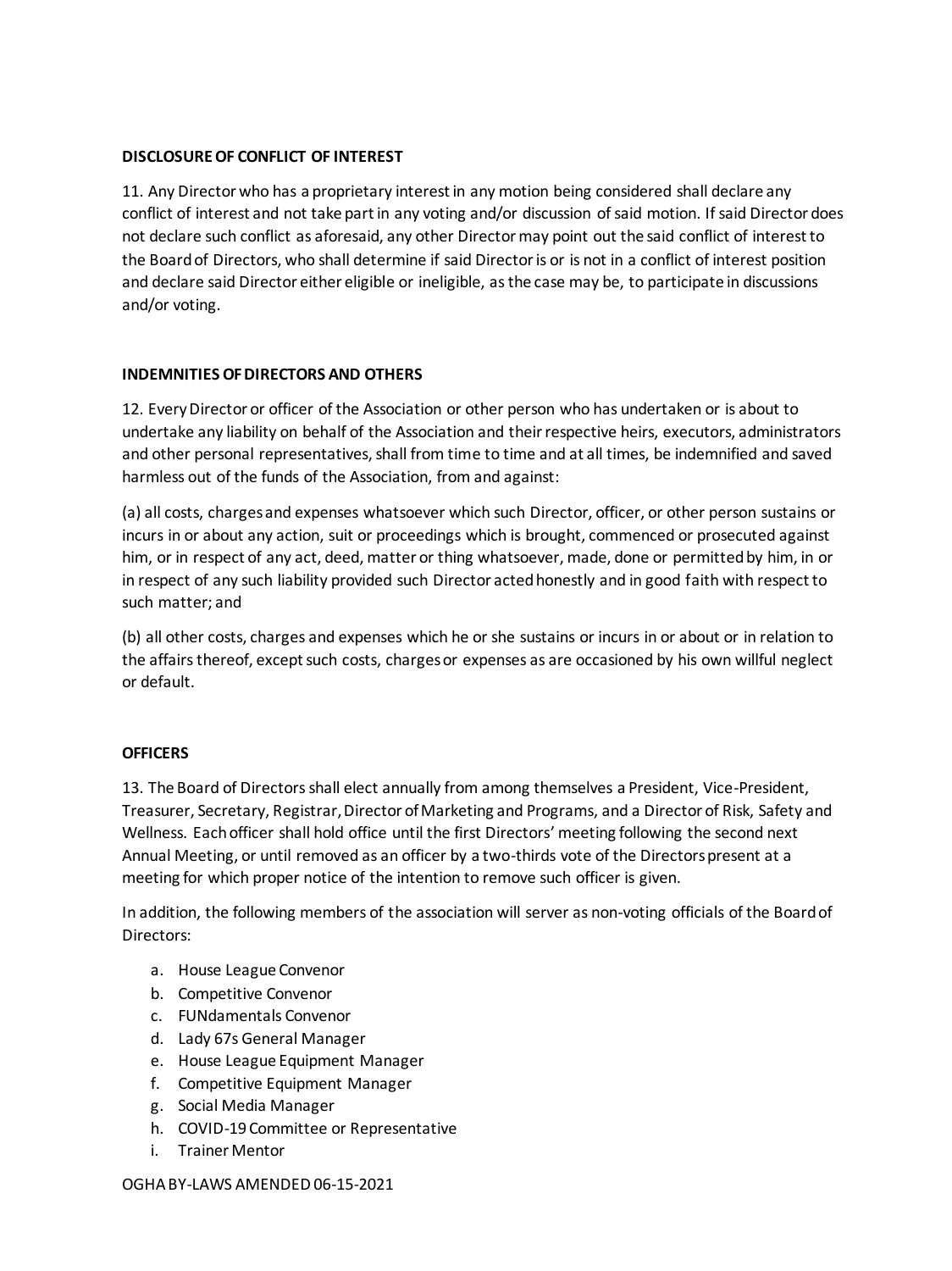**DISCLOSURE OF CONFLICT OF INTEREST**

11. Any Director who has a proprietary interest in any motion being considered shall declare any conflict of interest and not take part in any voting and/or discussion of said motion. If said Director does not declare such conflict as aforesaid, any other Director may point out the said conflict of interest to the Board of Directors, who shall determine if said Director is or is not in a conflict of interest position and declare said Director either eligible or ineligible, as the case may be, to participate in discussions and/or voting.

**INDEMNITIES OF DIRECTORS AND OTHERS**

12. Every Director or officer of the Association or other person who has undertaken or is about to undertake any liability on behalf of the Association and their respective heirs, executors, administrators and other personal representatives, shall from time to time and at all times, be indemnified and saved harmless out of the funds of the Association, from and against:

(a) all costs, charges and expenses whatsoever which such Director, officer, or other person sustains or incurs in or about any action, suit or proceedings which is brought, commenced or prosecuted against him, or in respect of any act, deed, matter or thing whatsoever, made, done or permitted by him, in or in respect of any such liability provided such Director acted honestly and in good faith with respect to such matter; and

(b) all other costs, charges and expenses which he or she sustains or incurs in or about or in relation to the affairs thereof, except such costs, charges or expenses as are occasioned by his own willful neglect or default.

**OFFICERS**

13. The Board of Directors shall elect annually from among themselves a President, Vice-President, Treasurer, Secretary, Registrar, Director of Marketing and Programs, and a Director of Risk, Safety and Wellness. Each officer shall hold office until the first Directors' meeting following the second next Annual Meeting, or until removed as an officer by a two-thirds vote of the Directors present at a meeting for which proper notice of the intention to remove such officer is given.

In addition, the following members of the association will server as non-voting officials of the Board of Directors:

a. House League Convenor
b. Competitive Convenor
c. FUNdamentals Convenor
d. Lady 67s General Manager
e. House League Equipment Manager
f. Competitive Equipment Manager
g. Social Media Manager
h. COVID-19 Committee or Representative
i. Trainer Mentor

OGHA BY-LAWS AMENDED 06-15-2021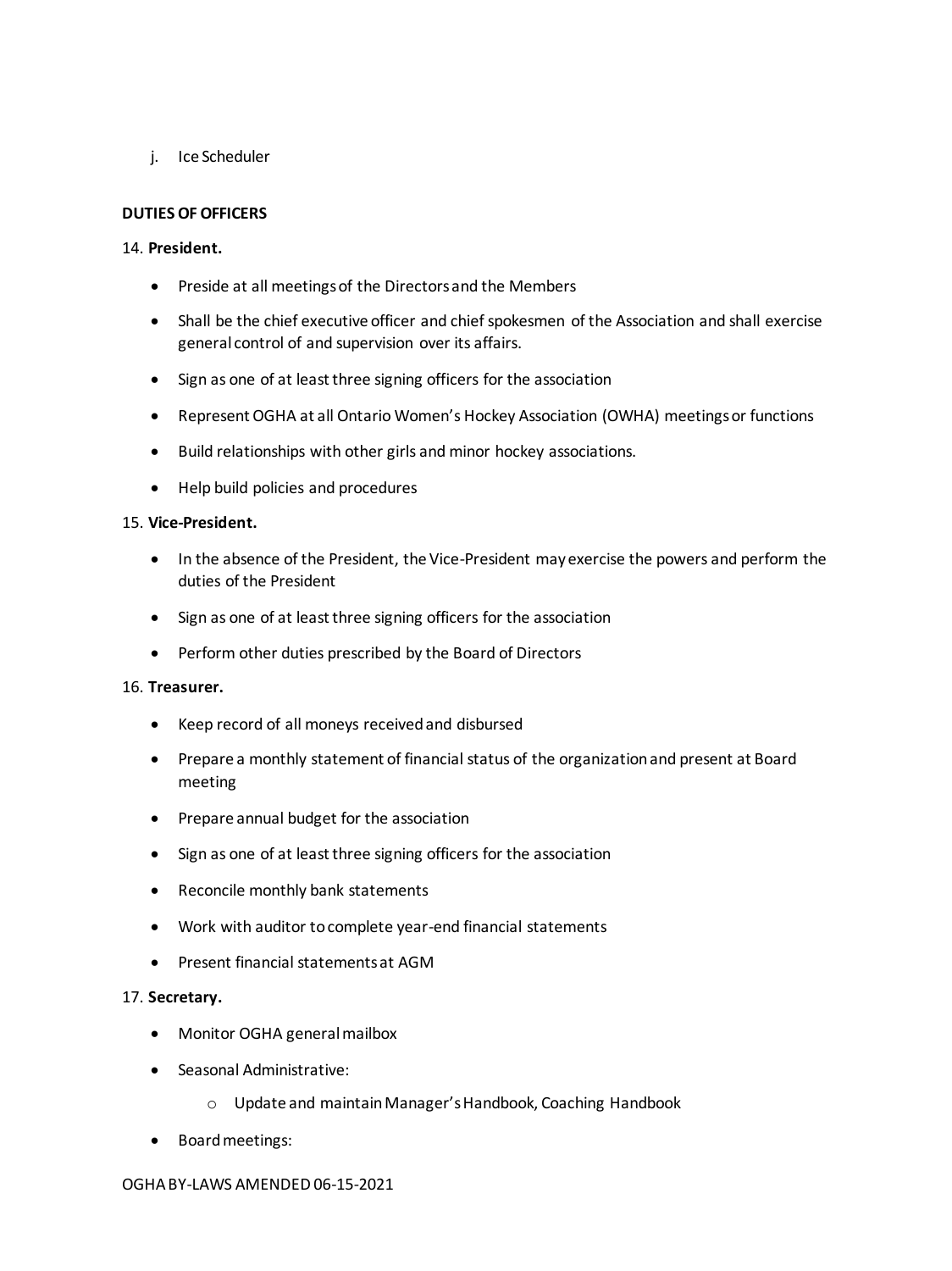j. Ice Scheduler

**DUTIES OF OFFICERS**

14. **President.**

- Preside at all meetings of the Directors and the Members
- Shall be the chief executive officer and chief spokesmen of the Association and shall exercise general control of and supervision over its affairs.
- Sign as one of at least three signing officers for the association
- Represent OGHA at all Ontario Women's Hockey Association (OWHA) meetings or functions
- Build relationships with other girls and minor hockey associations.
- Help build policies and procedures

15. **Vice-President.**

- In the absence of the President, the Vice-President may exercise the powers and perform the duties of the President
- Sign as one of at least three signing officers for the association
- Perform other duties prescribed by the Board of Directors

16. **Treasurer.**

- Keep record of all moneys received and disbursed
- Prepare a monthly statement of financial status of the organization and present at Board meeting
- Prepare annual budget for the association
- Sign as one of at least three signing officers for the association
- Reconcile monthly bank statements
- Work with auditor to complete year-end financial statements
- Present financial statements at AGM

17. **Secretary.**

- Monitor OGHA general mailbox
- Seasonal Administrative:
  - Update and maintain Manager's Handbook, Coaching Handbook
- Board meetings: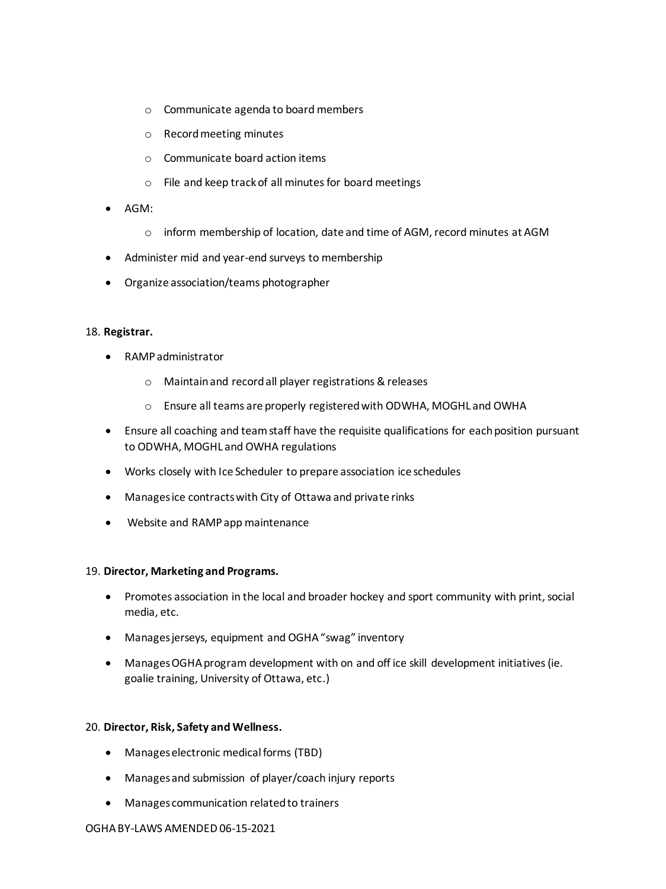- Communicate agenda to board members
    - Record meeting minutes
    - Communicate board action items
    - File and keep track of all minutes for board meetings
- AGM:
    - inform membership of location, date and time of AGM, record minutes at AGM
- Administer mid and year-end surveys to membership
- Organize association/teams photographer

18. **Registrar.**

- RAMP administrator
    - Maintain and record all player registrations & releases
    - Ensure all teams are properly registered with ODWHA, MOGHL and OWHA
- Ensure all coaching and team staff have the requisite qualifications for each position pursuant to ODWHA, MOGHL and OWHA regulations
- Works closely with Ice Scheduler to prepare association ice schedules
- Manages ice contracts with City of Ottawa and private rinks
- Website and RAMP app maintenance

19. **Director, Marketing and Programs.**

- Promotes association in the local and broader hockey and sport community with print, social media, etc.
- Manages jerseys, equipment and OGHA "swag" inventory
- Manages OGHA program development with on and off ice skill development initiatives (ie. goalie training, University of Ottawa, etc.)

20. **Director, Risk, Safety and Wellness.**

- Manages electronic medical forms (TBD)
- Manages and submission of player/coach injury reports
- Manages communication related to trainers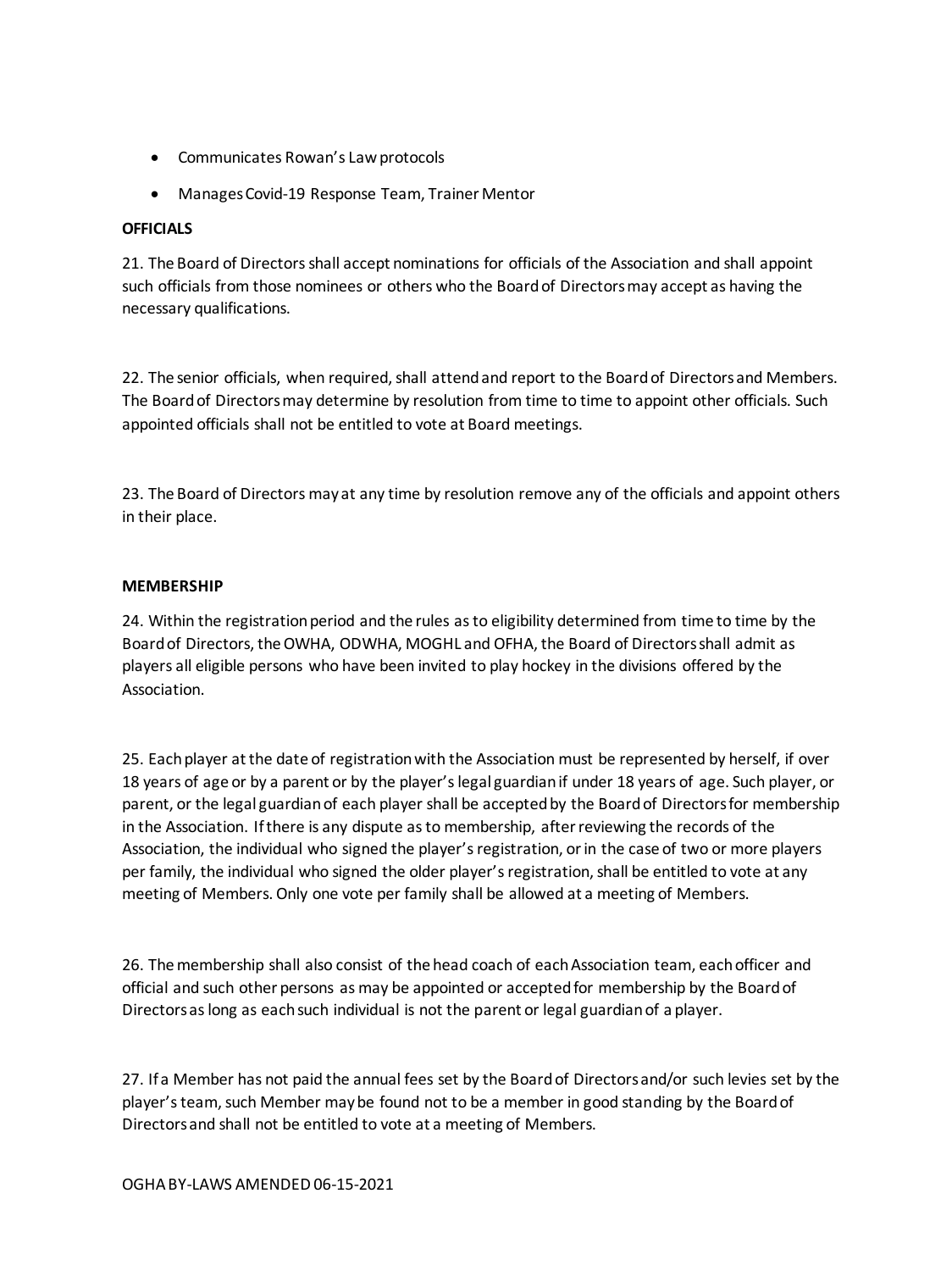- Communicates Rowan's Law protocols
- Manages Covid-19 Response Team, Trainer Mentor

**OFFICIALS**

21. The Board of Directors shall accept nominations for officials of the Association and shall appoint such officials from those nominees or others who the Board of Directors may accept as having the necessary qualifications.

22. The senior officials, when required, shall attend and report to the Board of Directors and Members. The Board of Directors may determine by resolution from time to time to appoint other officials. Such appointed officials shall not be entitled to vote at Board meetings.

23. The Board of Directors may at any time by resolution remove any of the officials and appoint others in their place.

**MEMBERSHIP**

24. Within the registration period and the rules as to eligibility determined from time to time by the Board of Directors, the OWHA, ODWHA, MOGHL and OFHA, the Board of Directors shall admit as players all eligible persons who have been invited to play hockey in the divisions offered by the Association.

25. Each player at the date of registration with the Association must be represented by herself, if over 18 years of age or by a parent or by the player's legal guardian if under 18 years of age. Such player, or parent, or the legal guardian of each player shall be accepted by the Board of Directors for membership in the Association. If there is any dispute as to membership, after reviewing the records of the Association, the individual who signed the player's registration, or in the case of two or more players per family, the individual who signed the older player's registration, shall be entitled to vote at any meeting of Members. Only one vote per family shall be allowed at a meeting of Members.

26. The membership shall also consist of the head coach of each Association team, each officer and official and such other persons as may be appointed or accepted for membership by the Board of Directors as long as each such individual is not the parent or legal guardian of a player.

27. If a Member has not paid the annual fees set by the Board of Directors and/or such levies set by the player's team, such Member may be found not to be a member in good standing by the Board of Directors and shall not be entitled to vote at a meeting of Members.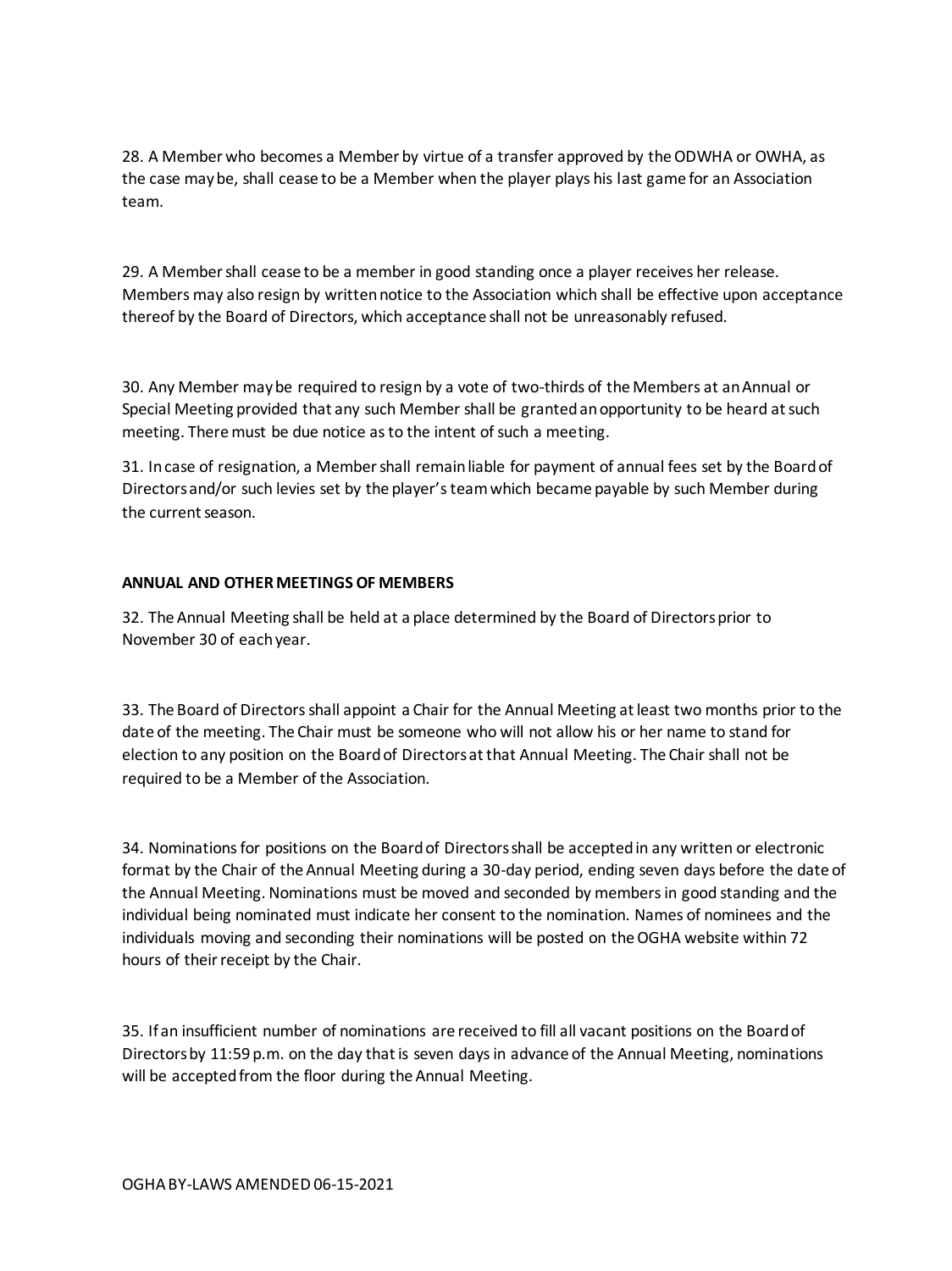28. A Member who becomes a Member by virtue of a transfer approved by the ODWHA or OWHA, as the case may be, shall cease to be a Member when the player plays his last game for an Association team.

29. A Member shall cease to be a member in good standing once a player receives her release. Members may also resign by written notice to the Association which shall be effective upon acceptance thereof by the Board of Directors, which acceptance shall not be unreasonably refused.

30. Any Member may be required to resign by a vote of two-thirds of the Members at an Annual or Special Meeting provided that any such Member shall be granted an opportunity to be heard at such meeting. There must be due notice as to the intent of such a meeting.

31. In case of resignation, a Member shall remain liable for payment of annual fees set by the Board of Directors and/or such levies set by the player's team which became payable by such Member during the current season.

**ANNUAL AND OTHER MEETINGS OF MEMBERS**

32. The Annual Meeting shall be held at a place determined by the Board of Directors prior to November 30 of each year.

33. The Board of Directors shall appoint a Chair for the Annual Meeting at least two months prior to the date of the meeting. The Chair must be someone who will not allow his or her name to stand for election to any position on the Board of Directors at that Annual Meeting. The Chair shall not be required to be a Member of the Association.

34. Nominations for positions on the Board of Directors shall be accepted in any written or electronic format by the Chair of the Annual Meeting during a 30-day period, ending seven days before the date of the Annual Meeting. Nominations must be moved and seconded by members in good standing and the individual being nominated must indicate her consent to the nomination. Names of nominees and the individuals moving and seconding their nominations will be posted on the OGHA website within 72 hours of their receipt by the Chair.

35. If an insufficient number of nominations are received to fill all vacant positions on the Board of Directors by 11:59 p.m. on the day that is seven days in advance of the Annual Meeting, nominations will be accepted from the floor during the Annual Meeting.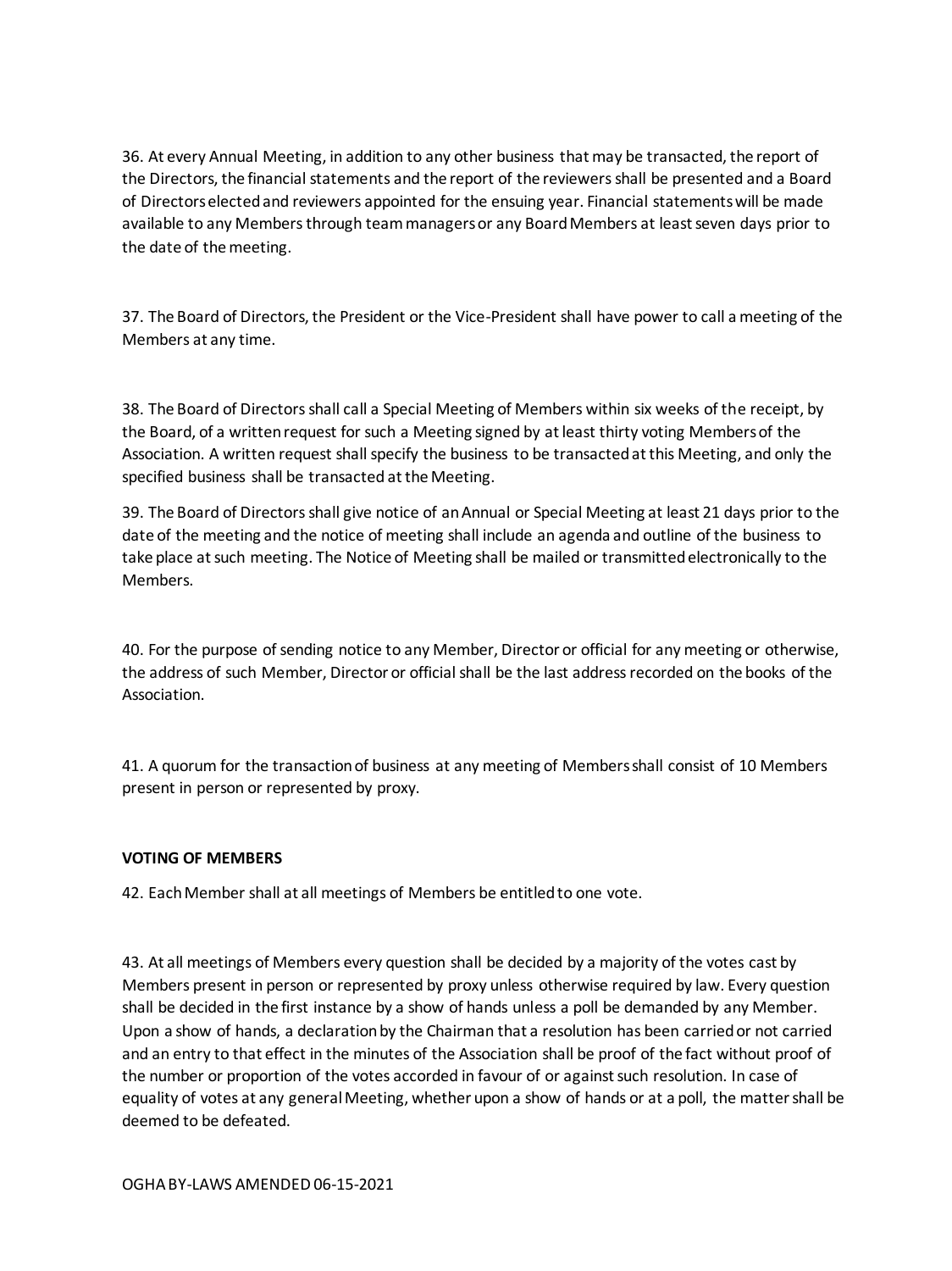36. At every Annual Meeting, in addition to any other business that may be transacted, the report of the Directors, the financial statements and the report of the reviewers shall be presented and a Board of Directors elected and reviewers appointed for the ensuing year. Financial statements will be made available to any Members through team managers or any Board Members at least seven days prior to the date of the meeting.

37. The Board of Directors, the President or the Vice-President shall have power to call a meeting of the Members at any time.

38. The Board of Directors shall call a Special Meeting of Members within six weeks of the receipt, by the Board, of a written request for such a Meeting signed by at least thirty voting Members of the Association. A written request shall specify the business to be transacted at this Meeting, and only the specified business shall be transacted at the Meeting.

39. The Board of Directors shall give notice of an Annual or Special Meeting at least 21 days prior to the date of the meeting and the notice of meeting shall include an agenda and outline of the business to take place at such meeting. The Notice of Meeting shall be mailed or transmitted electronically to the Members.

40. For the purpose of sending notice to any Member, Director or official for any meeting or otherwise, the address of such Member, Director or official shall be the last address recorded on the books of the Association.

41. A quorum for the transaction of business at any meeting of Members shall consist of 10 Members present in person or represented by proxy.

**VOTING OF MEMBERS**

42. Each Member shall at all meetings of Members be entitled to one vote.

43. At all meetings of Members every question shall be decided by a majority of the votes cast by Members present in person or represented by proxy unless otherwise required by law. Every question shall be decided in the first instance by a show of hands unless a poll be demanded by any Member. Upon a show of hands, a declaration by the Chairman that a resolution has been carried or not carried and an entry to that effect in the minutes of the Association shall be proof of the fact without proof of the number or proportion of the votes accorded in favour of or against such resolution. In case of equality of votes at any general Meeting, whether upon a show of hands or at a poll, the matter shall be deemed to be defeated.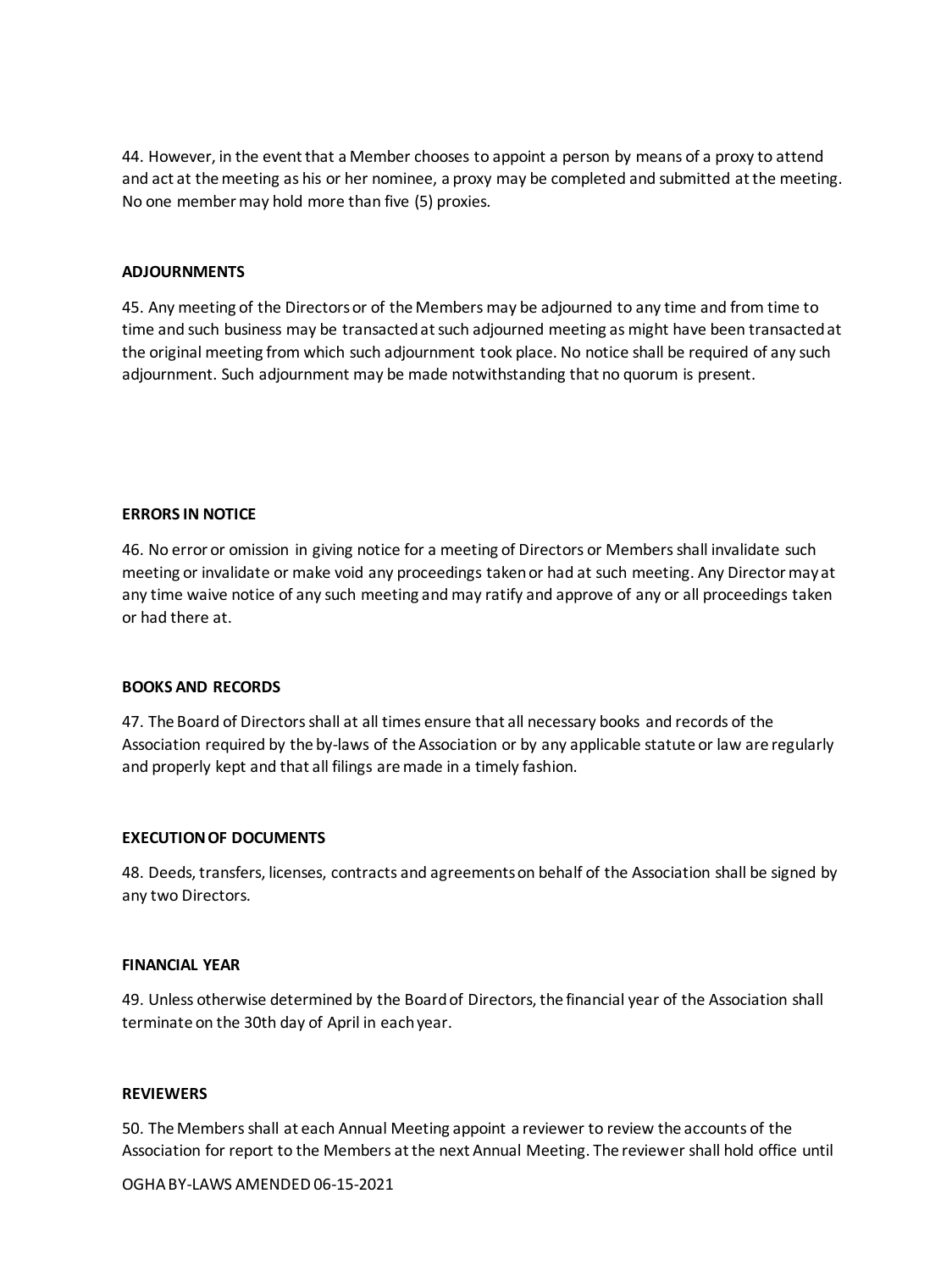44. However, in the event that a Member chooses to appoint a person by means of a proxy to attend and act at the meeting as his or her nominee, a proxy may be completed and submitted at the meeting. No one member may hold more than five (5) proxies.

**ADJOURNMENTS**

45. Any meeting of the Directors or of the Members may be adjourned to any time and from time to time and such business may be transacted at such adjourned meeting as might have been transacted at the original meeting from which such adjournment took place. No notice shall be required of any such adjournment. Such adjournment may be made notwithstanding that no quorum is present.

**ERRORS IN NOTICE**

46. No error or omission in giving notice for a meeting of Directors or Members shall invalidate such meeting or invalidate or make void any proceedings taken or had at such meeting. Any Director may at any time waive notice of any such meeting and may ratify and approve of any or all proceedings taken or had there at.

**BOOKS AND RECORDS**

47. The Board of Directors shall at all times ensure that all necessary books and records of the Association required by the by-laws of the Association or by any applicable statute or law are regularly and properly kept and that all filings are made in a timely fashion.

**EXECUTION OF DOCUMENTS**

48. Deeds, transfers, licenses, contracts and agreements on behalf of the Association shall be signed by any two Directors.

**FINANCIAL YEAR**

49. Unless otherwise determined by the Board of Directors, the financial year of the Association shall terminate on the 30th day of April in each year.

**REVIEWERS**

50. The Members shall at each Annual Meeting appoint a reviewer to review the accounts of the Association for report to the Members at the next Annual Meeting. The reviewer shall hold office until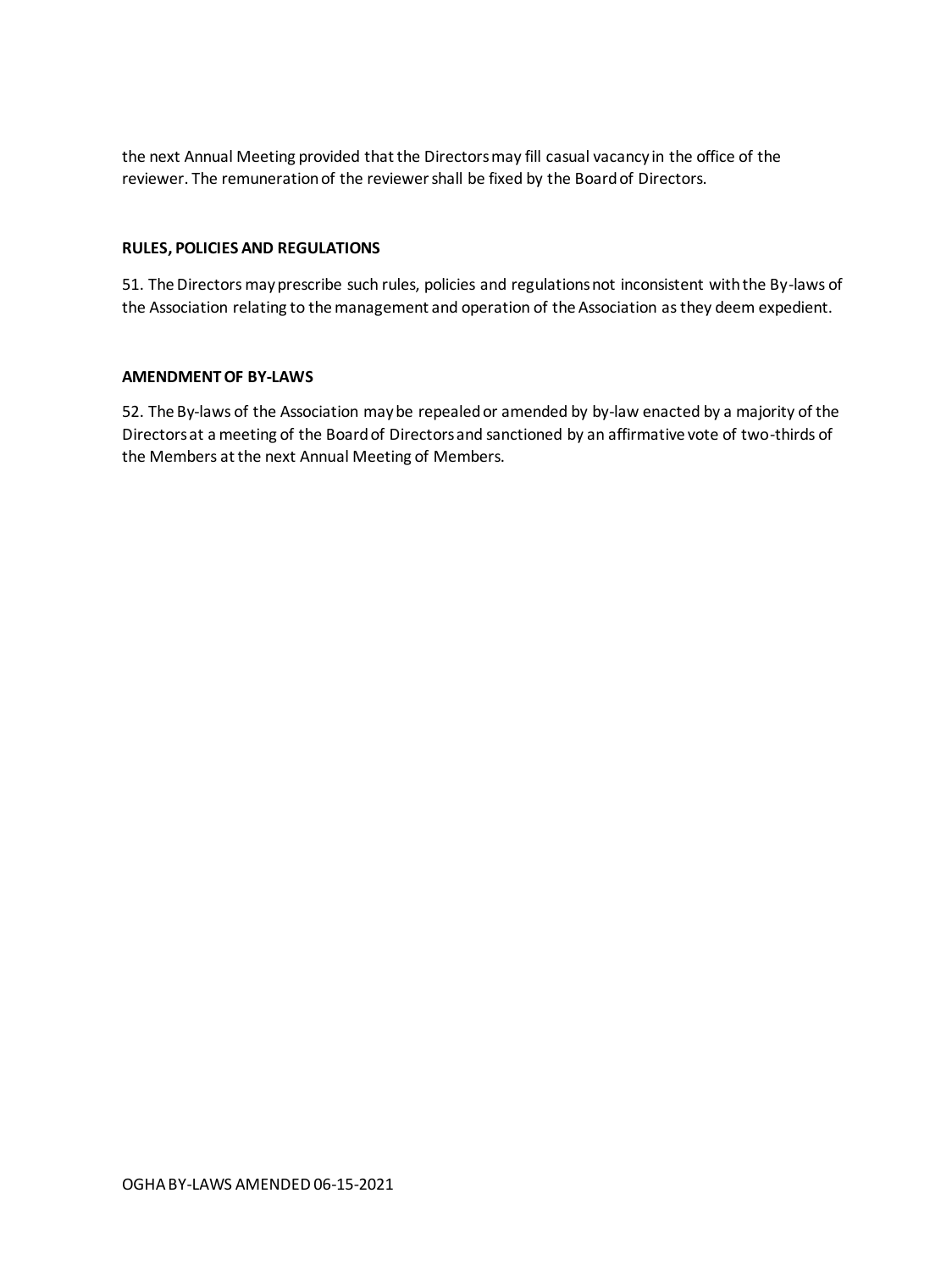the next Annual Meeting provided that the Directors may fill casual vacancy in the office of the reviewer. The remuneration of the reviewer shall be fixed by the Board of Directors.

**RULES, POLICIES AND REGULATIONS**

51. The Directors may prescribe such rules, policies and regulations not inconsistent with the By-laws of the Association relating to the management and operation of the Association as they deem expedient.

**AMENDMENT OF BY-LAWS**

52. The By-laws of the Association may be repealed or amended by by-law enacted by a majority of the Directors at a meeting of the Board of Directors and sanctioned by an affirmative vote of two-thirds of the Members at the next Annual Meeting of Members.